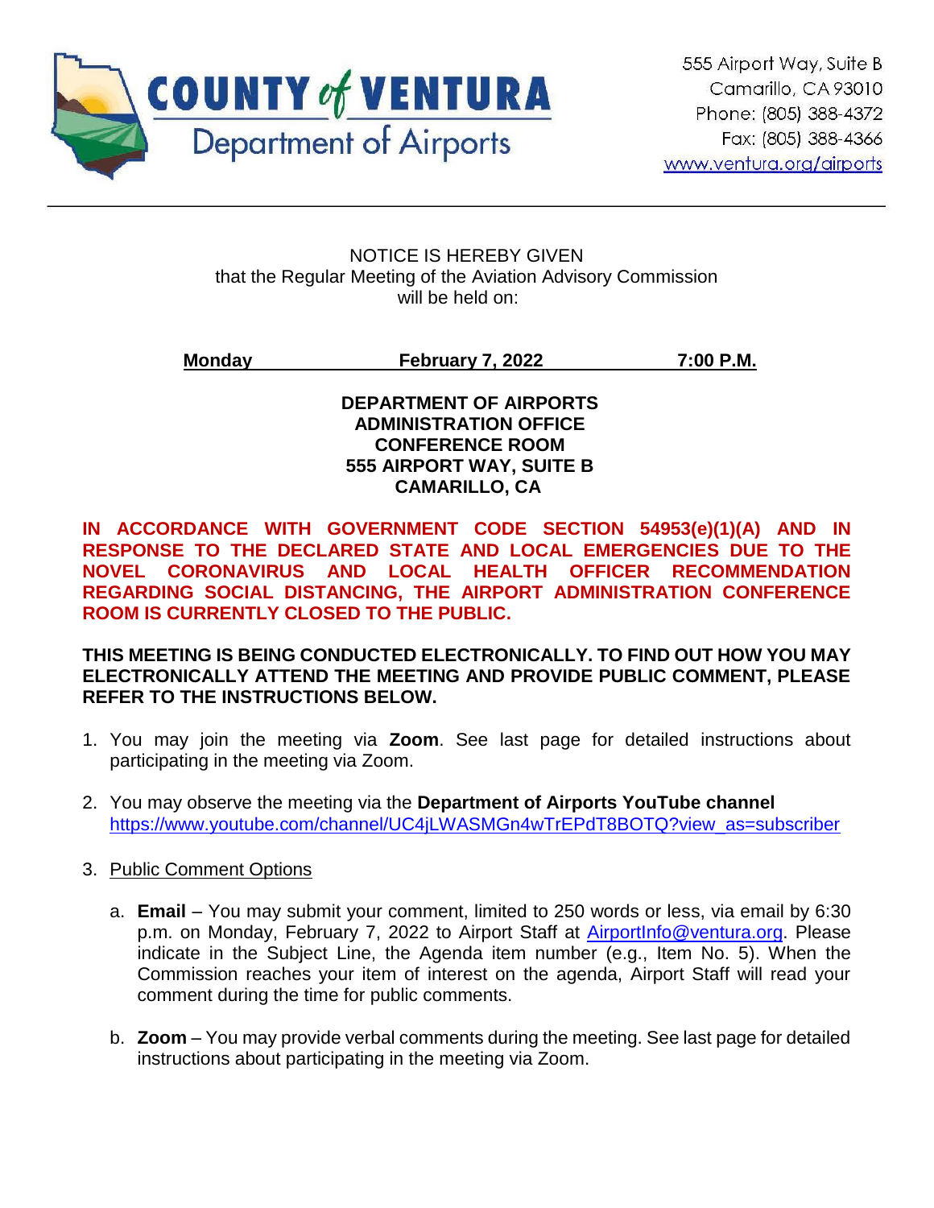**COUNTY of VENTURA**
**Department of Airports**

555 Airport Way, Suite B
Camarillo, CA 93010
Phone: (805) 388-4372
Fax: (805) 388-4366
www.ventura.org/airports

---

NOTICE IS HEREBY GIVEN
that the Regular Meeting of the Aviation Advisory Commission
will be held on:

**Monday — February 7, 2022 — 7:00 P.M.**

**DEPARTMENT OF AIRPORTS**
**ADMINISTRATION OFFICE**
**CONFERENCE ROOM**
**555 AIRPORT WAY, SUITE B**
**CAMARILLO, CA**

**IN ACCORDANCE WITH GOVERNMENT CODE SECTION 54953(e)(1)(A) AND IN RESPONSE TO THE DECLARED STATE AND LOCAL EMERGENCIES DUE TO THE NOVEL CORONAVIRUS AND LOCAL HEALTH OFFICER RECOMMENDATION REGARDING SOCIAL DISTANCING, THE AIRPORT ADMINISTRATION CONFERENCE ROOM IS CURRENTLY CLOSED TO THE PUBLIC.**

**THIS MEETING IS BEING CONDUCTED ELECTRONICALLY. TO FIND OUT HOW YOU MAY ELECTRONICALLY ATTEND THE MEETING AND PROVIDE PUBLIC COMMENT, PLEASE REFER TO THE INSTRUCTIONS BELOW.**

1. You may join the meeting via **Zoom**. See last page for detailed instructions about participating in the meeting via Zoom.

2. You may observe the meeting via the **Department of Airports YouTube channel** https://www.youtube.com/channel/UC4jLWASMGn4wTrEPdT8BOTQ?view_as=subscriber

3. Public Comment Options

   a. **Email** – You may submit your comment, limited to 250 words or less, via email by 6:30 p.m. on Monday, February 7, 2022 to Airport Staff at AirportInfo@ventura.org. Please indicate in the Subject Line, the Agenda item number (e.g., Item No. 5). When the Commission reaches your item of interest on the agenda, Airport Staff will read your comment during the time for public comments.

   b. **Zoom** – You may provide verbal comments during the meeting. See last page for detailed instructions about participating in the meeting via Zoom.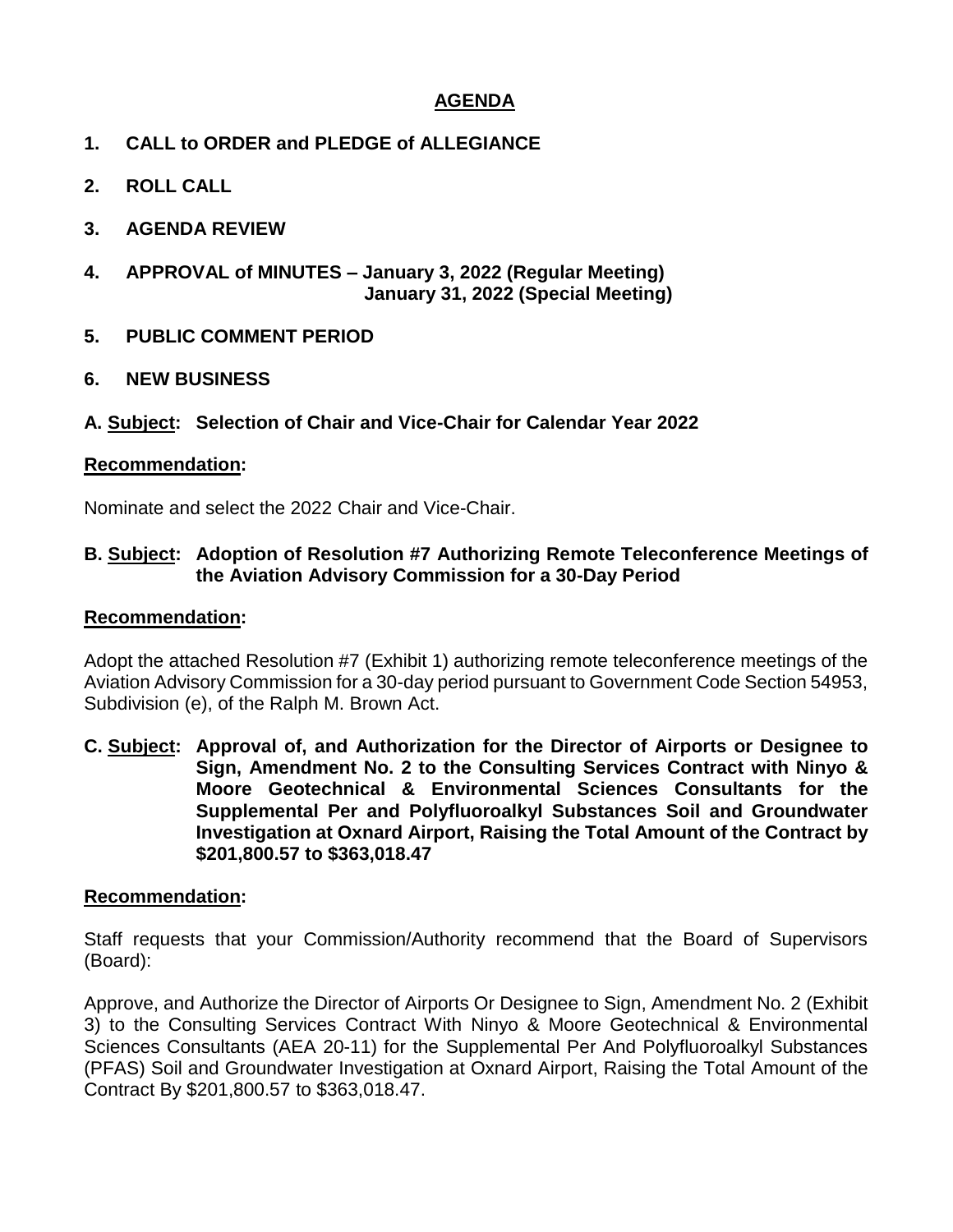# AGENDA

**1. CALL to ORDER and PLEDGE of ALLEGIANCE**

**2. ROLL CALL**

**3. AGENDA REVIEW**

**4. APPROVAL of MINUTES – January 3, 2022 (Regular Meeting)**
**January 31, 2022 (Special Meeting)**

**5. PUBLIC COMMENT PERIOD**

**6. NEW BUSINESS**

**A. Subject: Selection of Chair and Vice-Chair for Calendar Year 2022**

**Recommendation:**

Nominate and select the 2022 Chair and Vice-Chair.

**B. Subject: Adoption of Resolution #7 Authorizing Remote Teleconference Meetings of the Aviation Advisory Commission for a 30-Day Period**

**Recommendation:**

Adopt the attached Resolution #7 (Exhibit 1) authorizing remote teleconference meetings of the Aviation Advisory Commission for a 30-day period pursuant to Government Code Section 54953, Subdivision (e), of the Ralph M. Brown Act.

**C. Subject: Approval of, and Authorization for the Director of Airports or Designee to Sign, Amendment No. 2 to the Consulting Services Contract with Ninyo & Moore Geotechnical & Environmental Sciences Consultants for the Supplemental Per and Polyfluoroalkyl Substances Soil and Groundwater Investigation at Oxnard Airport, Raising the Total Amount of the Contract by $201,800.57 to $363,018.47**

**Recommendation:**

Staff requests that your Commission/Authority recommend that the Board of Supervisors (Board):

Approve, and Authorize the Director of Airports Or Designee to Sign, Amendment No. 2 (Exhibit 3) to the Consulting Services Contract With Ninyo & Moore Geotechnical & Environmental Sciences Consultants (AEA 20-11) for the Supplemental Per And Polyfluoroalkyl Substances (PFAS) Soil and Groundwater Investigation at Oxnard Airport, Raising the Total Amount of the Contract By $201,800.57 to $363,018.47.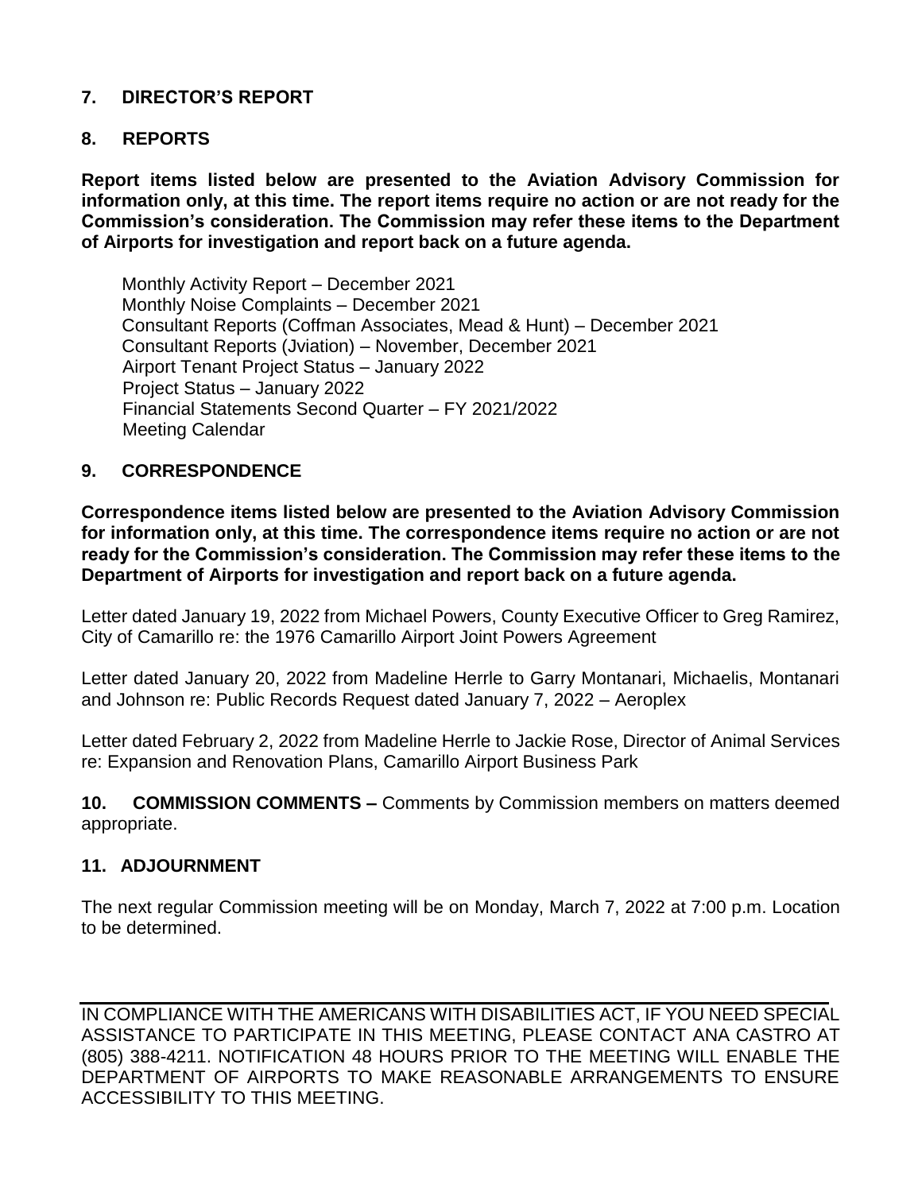## 7. DIRECTOR'S REPORT

## 8. REPORTS

**Report items listed below are presented to the Aviation Advisory Commission for information only, at this time. The report items require no action or are not ready for the Commission's consideration. The Commission may refer these items to the Department of Airports for investigation and report back on a future agenda.**

Monthly Activity Report – December 2021
Monthly Noise Complaints – December 2021
Consultant Reports (Coffman Associates, Mead & Hunt) – December 2021
Consultant Reports (Jviation) – November, December 2021
Airport Tenant Project Status – January 2022
Project Status – January 2022
Financial Statements Second Quarter – FY 2021/2022
Meeting Calendar

## 9. CORRESPONDENCE

**Correspondence items listed below are presented to the Aviation Advisory Commission for information only, at this time. The correspondence items require no action or are not ready for the Commission's consideration. The Commission may refer these items to the Department of Airports for investigation and report back on a future agenda.**

Letter dated January 19, 2022 from Michael Powers, County Executive Officer to Greg Ramirez, City of Camarillo re: the 1976 Camarillo Airport Joint Powers Agreement

Letter dated January 20, 2022 from Madeline Herrle to Garry Montanari, Michaelis, Montanari and Johnson re: Public Records Request dated January 7, 2022 – Aeroplex

Letter dated February 2, 2022 from Madeline Herrle to Jackie Rose, Director of Animal Services re: Expansion and Renovation Plans, Camarillo Airport Business Park

**10. COMMISSION COMMENTS –** Comments by Commission members on matters deemed appropriate.

## 11. ADJOURNMENT

The next regular Commission meeting will be on Monday, March 7, 2022 at 7:00 p.m. Location to be determined.

---

IN COMPLIANCE WITH THE AMERICANS WITH DISABILITIES ACT, IF YOU NEED SPECIAL ASSISTANCE TO PARTICIPATE IN THIS MEETING, PLEASE CONTACT ANA CASTRO AT (805) 388-4211. NOTIFICATION 48 HOURS PRIOR TO THE MEETING WILL ENABLE THE DEPARTMENT OF AIRPORTS TO MAKE REASONABLE ARRANGEMENTS TO ENSURE ACCESSIBILITY TO THIS MEETING.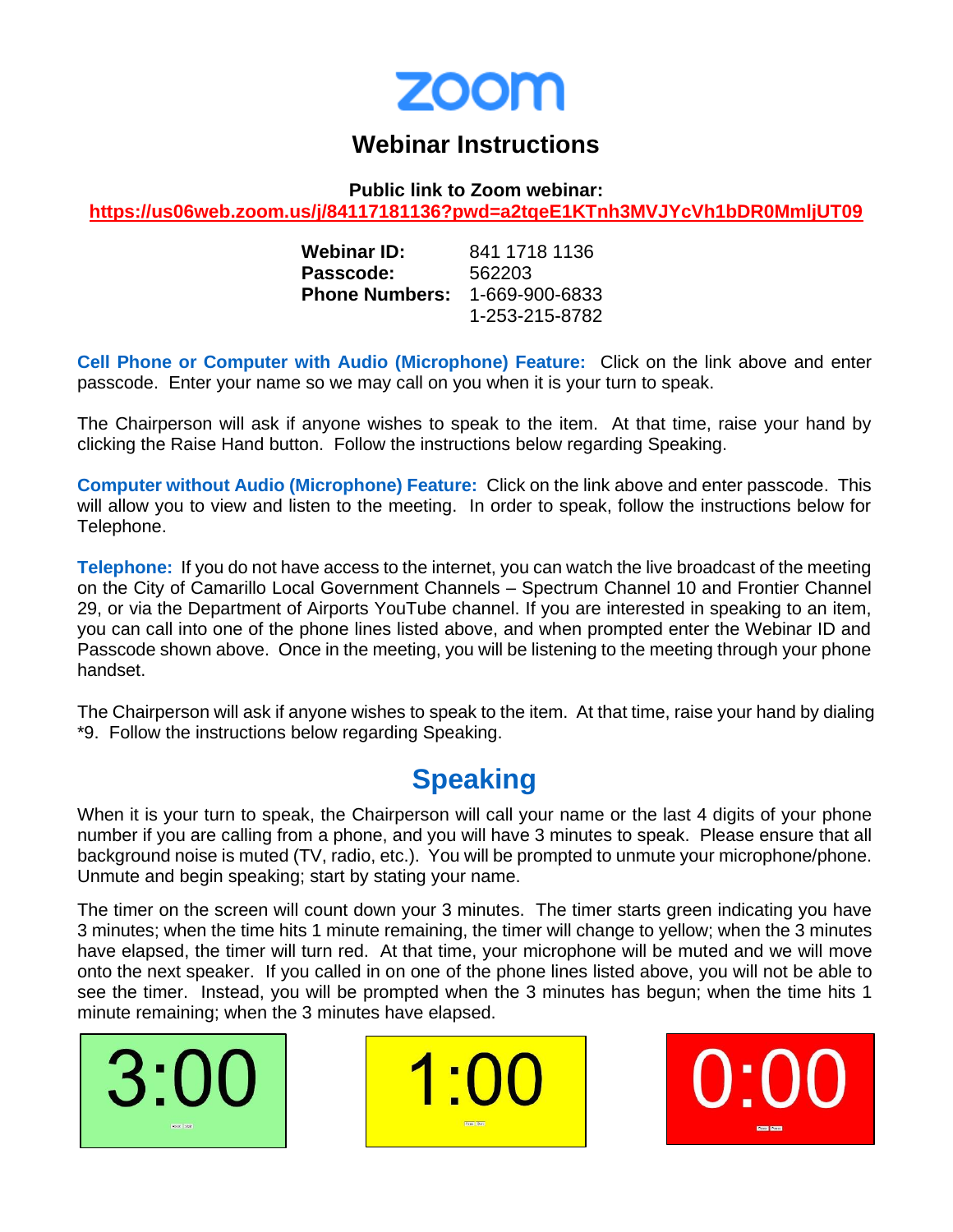# zoom

## Webinar Instructions

**Public link to Zoom webinar:**
**https://us06web.zoom.us/j/84117181136?pwd=a2tqeE1KTnh3MVJYcVh1bDR0MmljUT09**

| | |
|---|---|
| **Webinar ID:** | 841 1718 1136 |
| **Passcode:** | 562203 |
| **Phone Numbers:** | 1-669-900-6833 |
| | 1-253-215-8782 |

**Cell Phone or Computer with Audio (Microphone) Feature:** Click on the link above and enter passcode. Enter your name so we may call on you when it is your turn to speak.

The Chairperson will ask if anyone wishes to speak to the item. At that time, raise your hand by clicking the Raise Hand button. Follow the instructions below regarding Speaking.

**Computer without Audio (Microphone) Feature:** Click on the link above and enter passcode. This will allow you to view and listen to the meeting. In order to speak, follow the instructions below for Telephone.

**Telephone:** If you do not have access to the internet, you can watch the live broadcast of the meeting on the City of Camarillo Local Government Channels – Spectrum Channel 10 and Frontier Channel 29, or via the Department of Airports YouTube channel. If you are interested in speaking to an item, you can call into one of the phone lines listed above, and when prompted enter the Webinar ID and Passcode shown above. Once in the meeting, you will be listening to the meeting through your phone handset.

The Chairperson will ask if anyone wishes to speak to the item. At that time, raise your hand by dialing *9. Follow the instructions below regarding Speaking.

## Speaking

When it is your turn to speak, the Chairperson will call your name or the last 4 digits of your phone number if you are calling from a phone, and you will have 3 minutes to speak. Please ensure that all background noise is muted (TV, radio, etc.). You will be prompted to unmute your microphone/phone. Unmute and begin speaking; start by stating your name.

The timer on the screen will count down your 3 minutes. The timer starts green indicating you have 3 minutes; when the time hits 1 minute remaining, the timer will change to yellow; when the 3 minutes have elapsed, the timer will turn red. At that time, your microphone will be muted and we will move onto the next speaker. If you called in on one of the phone lines listed above, you will not be able to see the timer. Instead, you will be prompted when the 3 minutes has begun; when the time hits 1 minute remaining; when the 3 minutes have elapsed.

3:00

1:00

0:00